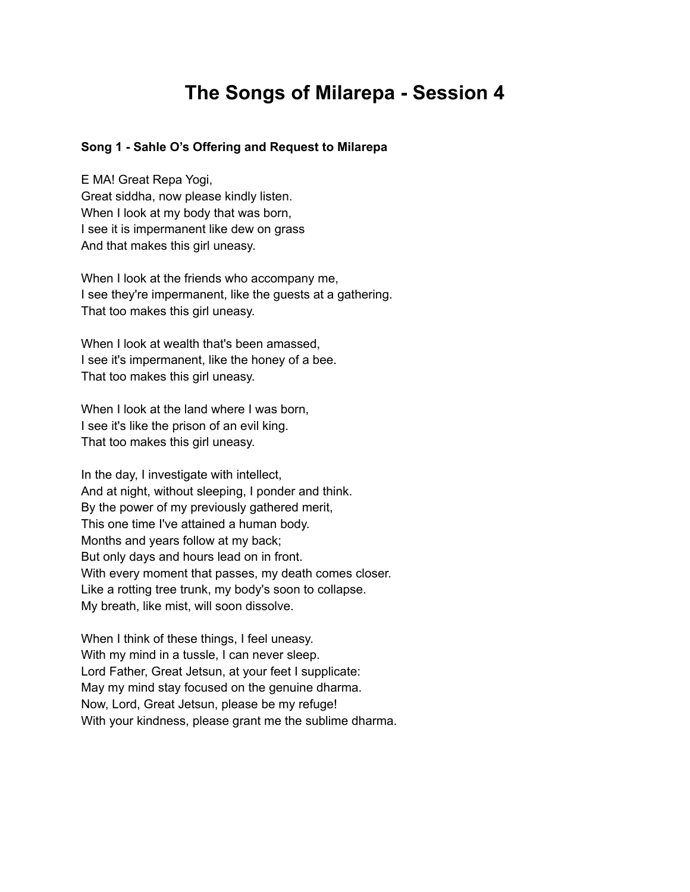# The Songs of Milarepa - Session 4

**Song 1 - Sahle O's Offering and Request to Milarepa**

E MA! Great Repa Yogi,  
Great siddha, now please kindly listen.  
When I look at my body that was born,  
I see it is impermanent like dew on grass  
And that makes this girl uneasy.

When I look at the friends who accompany me,  
I see they're impermanent, like the guests at a gathering.  
That too makes this girl uneasy.

When I look at wealth that's been amassed,  
I see it's impermanent, like the honey of a bee.  
That too makes this girl uneasy.

When I look at the land where I was born,  
I see it's like the prison of an evil king.  
That too makes this girl uneasy.

In the day, I investigate with intellect,  
And at night, without sleeping, I ponder and think.  
By the power of my previously gathered merit,  
This one time I've attained a human body.  
Months and years follow at my back;  
But only days and hours lead on in front.  
With every moment that passes, my death comes closer.  
Like a rotting tree trunk, my body's soon to collapse.  
My breath, like mist, will soon dissolve.

When I think of these things, I feel uneasy.  
With my mind in a tussle, I can never sleep.  
Lord Father, Great Jetsun, at your feet I supplicate:  
May my mind stay focused on the genuine dharma.  
Now, Lord, Great Jetsun, please be my refuge!  
With your kindness, please grant me the sublime dharma.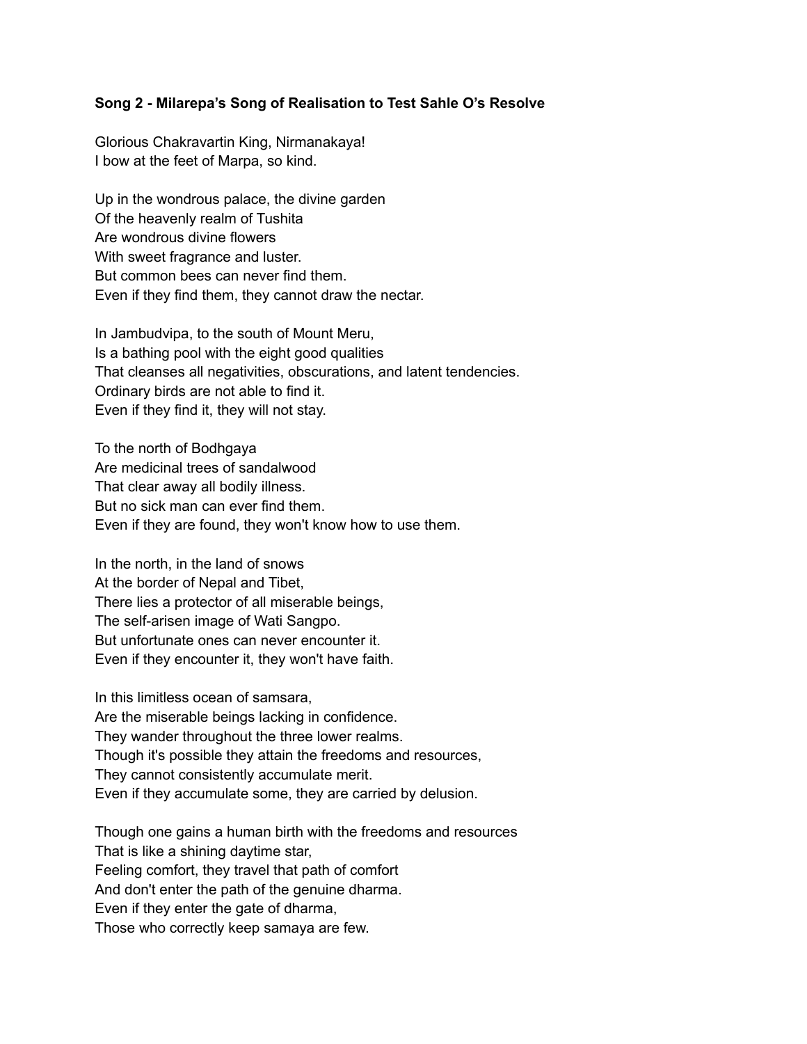**Song 2 - Milarepa's Song of Realisation to Test Sahle O's Resolve**

Glorious Chakravartin King, Nirmanakaya!
I bow at the feet of Marpa, so kind.

Up in the wondrous palace, the divine garden
Of the heavenly realm of Tushita
Are wondrous divine flowers
With sweet fragrance and luster.
But common bees can never find them.
Even if they find them, they cannot draw the nectar.

In Jambudvipa, to the south of Mount Meru,
Is a bathing pool with the eight good qualities
That cleanses all negativities, obscurations, and latent tendencies.
Ordinary birds are not able to find it.
Even if they find it, they will not stay.

To the north of Bodhgaya
Are medicinal trees of sandalwood
That clear away all bodily illness.
But no sick man can ever find them.
Even if they are found, they won't know how to use them.

In the north, in the land of snows
At the border of Nepal and Tibet,
There lies a protector of all miserable beings,
The self-arisen image of Wati Sangpo.
But unfortunate ones can never encounter it.
Even if they encounter it, they won't have faith.

In this limitless ocean of samsara,
Are the miserable beings lacking in confidence.
They wander throughout the three lower realms.
Though it's possible they attain the freedoms and resources,
They cannot consistently accumulate merit.
Even if they accumulate some, they are carried by delusion.

Though one gains a human birth with the freedoms and resources
That is like a shining daytime star,
Feeling comfort, they travel that path of comfort
And don't enter the path of the genuine dharma.
Even if they enter the gate of dharma,
Those who correctly keep samaya are few.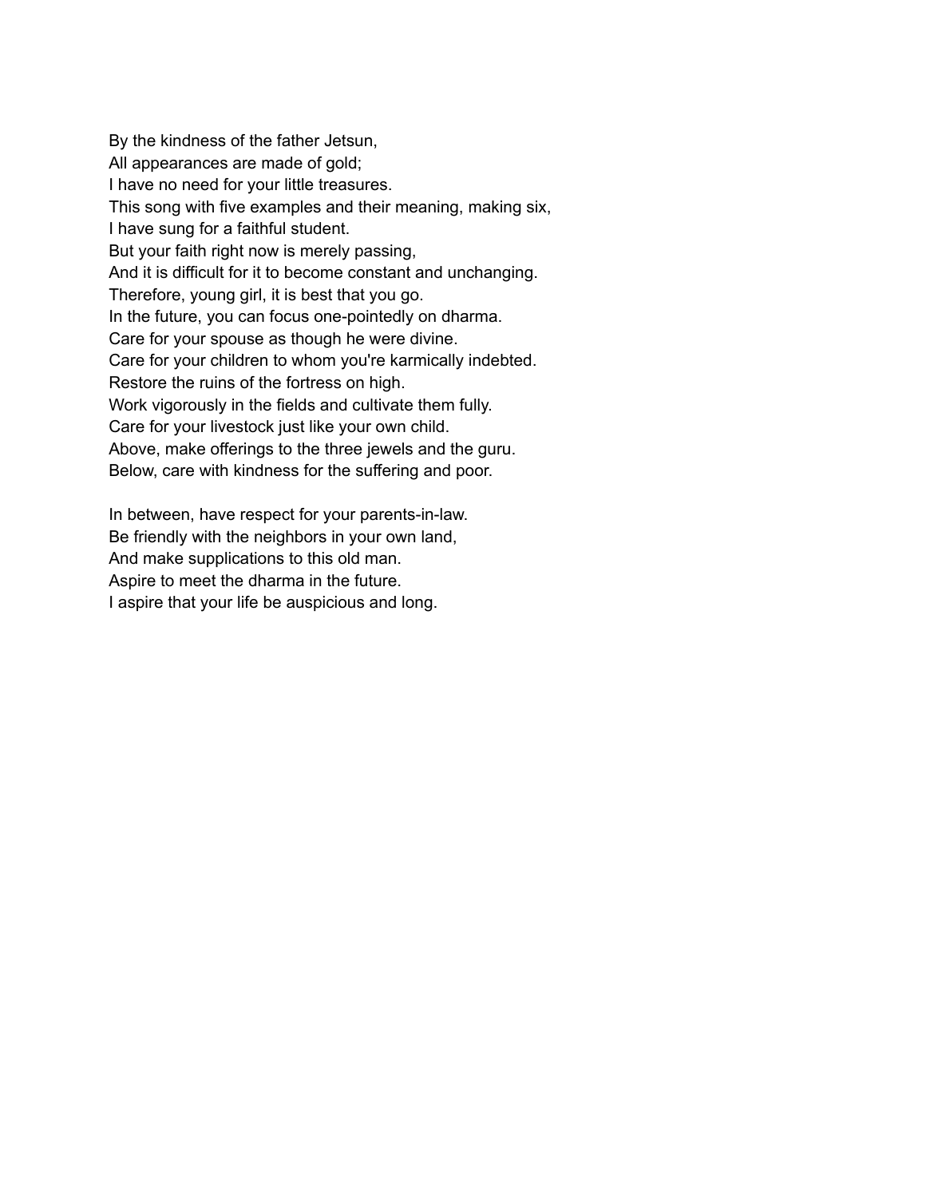By the kindness of the father Jetsun,  
All appearances are made of gold;  
I have no need for your little treasures.  
This song with five examples and their meaning, making six,  
I have sung for a faithful student.  
But your faith right now is merely passing,  
And it is difficult for it to become constant and unchanging.  
Therefore, young girl, it is best that you go.  
In the future, you can focus one-pointedly on dharma.  
Care for your spouse as though he were divine.  
Care for your children to whom you're karmically indebted.  
Restore the ruins of the fortress on high.  
Work vigorously in the fields and cultivate them fully.  
Care for your livestock just like your own child.  
Above, make offerings to the three jewels and the guru.  
Below, care with kindness for the suffering and poor.

In between, have respect for your parents-in-law.  
Be friendly with the neighbors in your own land,  
And make supplications to this old man.  
Aspire to meet the dharma in the future.  
I aspire that your life be auspicious and long.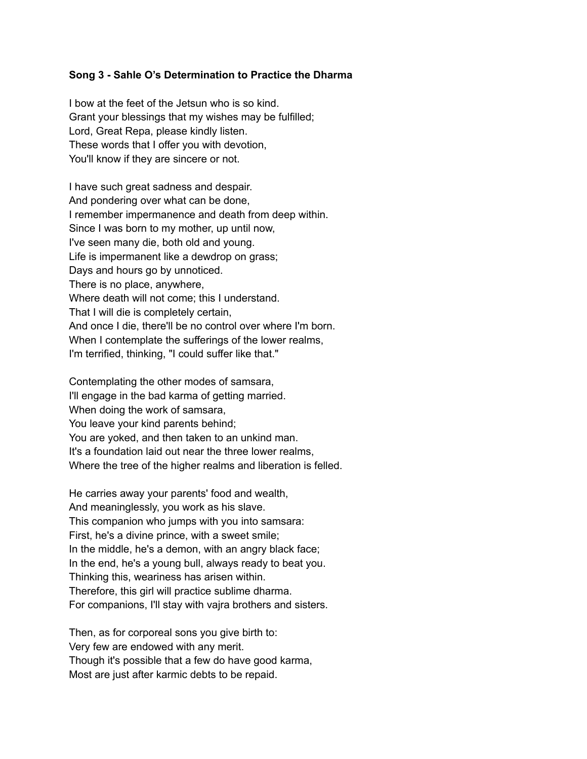**Song 3 - Sahle O's Determination to Practice the Dharma**

I bow at the feet of the Jetsun who is so kind.  
Grant your blessings that my wishes may be fulfilled;  
Lord, Great Repa, please kindly listen.  
These words that I offer you with devotion,  
You'll know if they are sincere or not.

I have such great sadness and despair.  
And pondering over what can be done,  
I remember impermanence and death from deep within.  
Since I was born to my mother, up until now,  
I've seen many die, both old and young.  
Life is impermanent like a dewdrop on grass;  
Days and hours go by unnoticed.  
There is no place, anywhere,  
Where death will not come; this I understand.  
That I will die is completely certain,  
And once I die, there'll be no control over where I'm born.  
When I contemplate the sufferings of the lower realms,  
I'm terrified, thinking, "I could suffer like that."

Contemplating the other modes of samsara,  
I'll engage in the bad karma of getting married.  
When doing the work of samsara,  
You leave your kind parents behind;  
You are yoked, and then taken to an unkind man.  
It's a foundation laid out near the three lower realms,  
Where the tree of the higher realms and liberation is felled.

He carries away your parents' food and wealth,  
And meaninglessly, you work as his slave.  
This companion who jumps with you into samsara:  
First, he's a divine prince, with a sweet smile;  
In the middle, he's a demon, with an angry black face;  
In the end, he's a young bull, always ready to beat you.  
Thinking this, weariness has arisen within.  
Therefore, this girl will practice sublime dharma.  
For companions, I'll stay with vajra brothers and sisters.

Then, as for corporeal sons you give birth to:  
Very few are endowed with any merit.  
Though it's possible that a few do have good karma,  
Most are just after karmic debts to be repaid.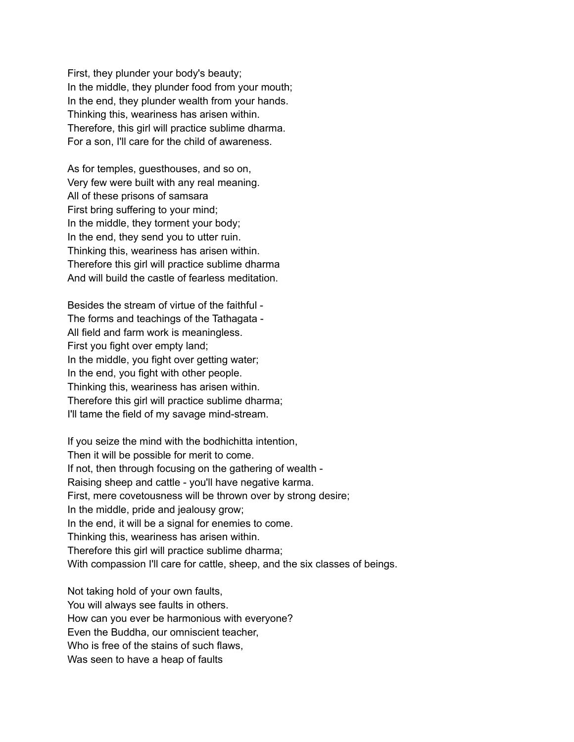First, they plunder your body's beauty;
In the middle, they plunder food from your mouth;
In the end, they plunder wealth from your hands.
Thinking this, weariness has arisen within.
Therefore, this girl will practice sublime dharma.
For a son, I'll care for the child of awareness.

As for temples, guesthouses, and so on,
Very few were built with any real meaning.
All of these prisons of samsara
First bring suffering to your mind;
In the middle, they torment your body;
In the end, they send you to utter ruin.
Thinking this, weariness has arisen within.
Therefore this girl will practice sublime dharma
And will build the castle of fearless meditation.

Besides the stream of virtue of the faithful -
The forms and teachings of the Tathagata -
All field and farm work is meaningless.
First you fight over empty land;
In the middle, you fight over getting water;
In the end, you fight with other people.
Thinking this, weariness has arisen within.
Therefore this girl will practice sublime dharma;
I'll tame the field of my savage mind-stream.

If you seize the mind with the bodhichitta intention,
Then it will be possible for merit to come.
If not, then through focusing on the gathering of wealth -
Raising sheep and cattle - you'll have negative karma.
First, mere covetousness will be thrown over by strong desire;
In the middle, pride and jealousy grow;
In the end, it will be a signal for enemies to come.
Thinking this, weariness has arisen within.
Therefore this girl will practice sublime dharma;
With compassion I'll care for cattle, sheep, and the six classes of beings.

Not taking hold of your own faults,
You will always see faults in others.
How can you ever be harmonious with everyone?
Even the Buddha, our omniscient teacher,
Who is free of the stains of such flaws,
Was seen to have a heap of faults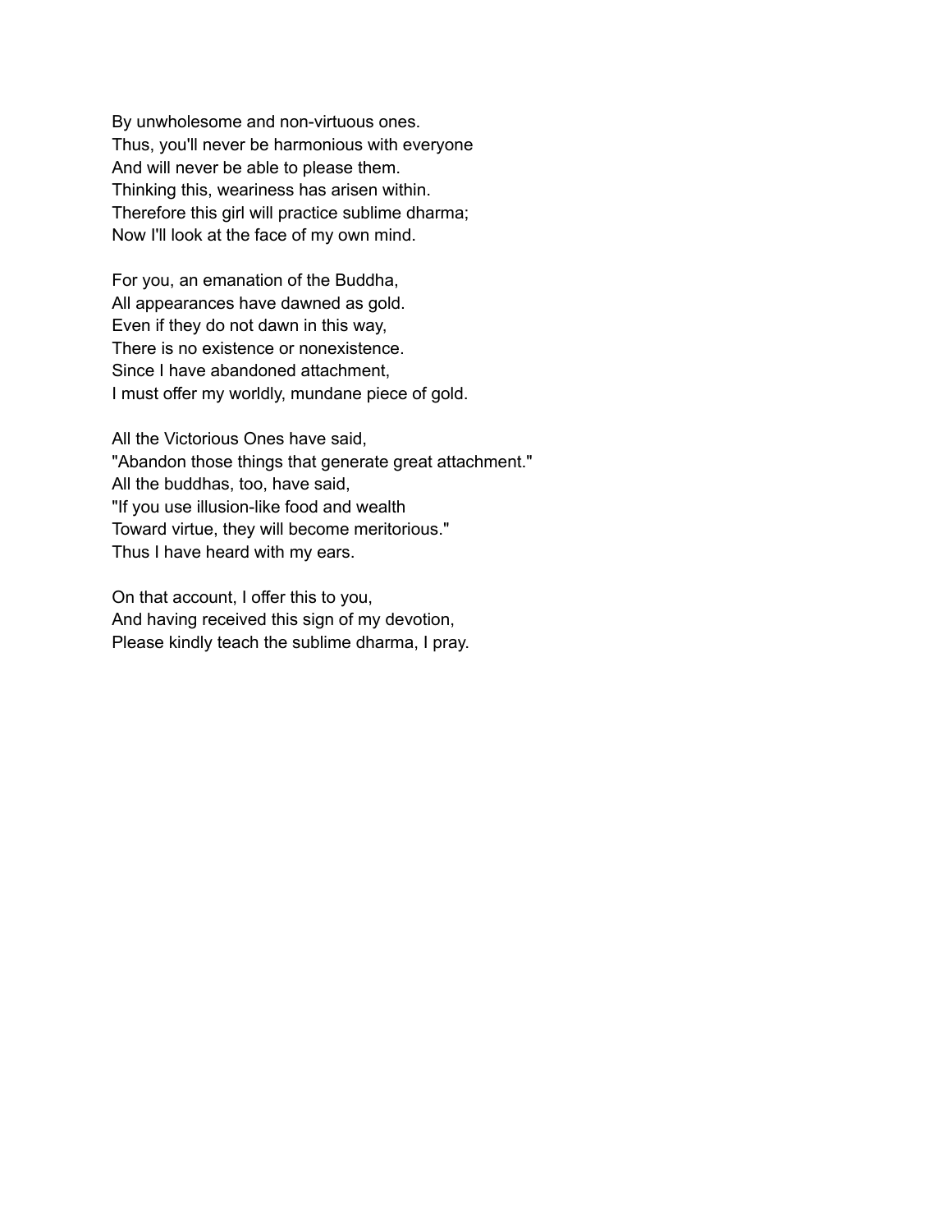By unwholesome and non-virtuous ones.
Thus, you'll never be harmonious with everyone
And will never be able to please them.
Thinking this, weariness has arisen within.
Therefore this girl will practice sublime dharma;
Now I'll look at the face of my own mind.

For you, an emanation of the Buddha,
All appearances have dawned as gold.
Even if they do not dawn in this way,
There is no existence or nonexistence.
Since I have abandoned attachment,
I must offer my worldly, mundane piece of gold.

All the Victorious Ones have said,
"Abandon those things that generate great attachment."
All the buddhas, too, have said,
"If you use illusion-like food and wealth
Toward virtue, they will become meritorious."
Thus I have heard with my ears.

On that account, I offer this to you,
And having received this sign of my devotion,
Please kindly teach the sublime dharma, I pray.